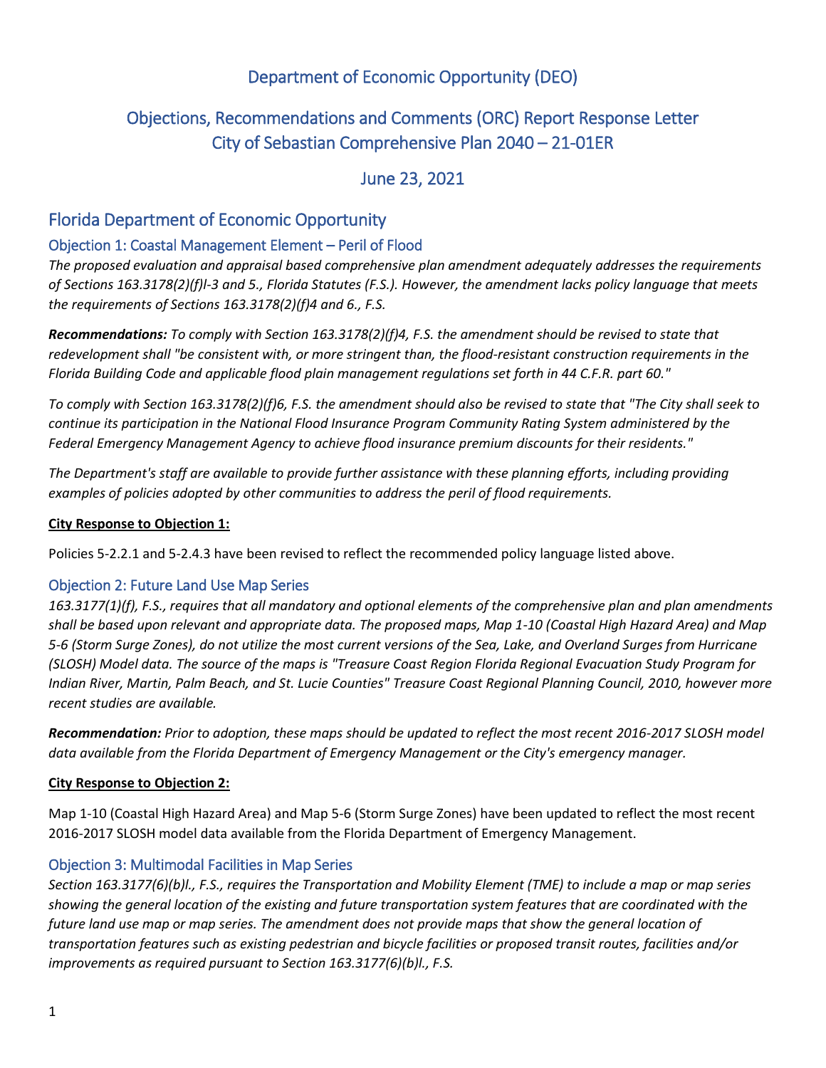# Department of Economic Opportunity (DEO)

## Objections, Recommendations and Comments (ORC) Report Response Letter
## City of Sebastian Comprehensive Plan 2040 – 21-01ER

## June 23, 2021

## Florida Department of Economic Opportunity

### Objection 1: Coastal Management Element – Peril of Flood

*The proposed evaluation and appraisal based comprehensive plan amendment adequately addresses the requirements of Sections 163.3178(2)(f)l-3 and 5., Florida Statutes (F.S.). However, the amendment lacks policy language that meets the requirements of Sections 163.3178(2)(f)4 and 6., F.S.*

***Recommendations:*** *To comply with Section 163.3178(2)(f)4, F.S. the amendment should be revised to state that redevelopment shall "be consistent with, or more stringent than, the flood-resistant construction requirements in the Florida Building Code and applicable flood plain management regulations set forth in 44 C.F.R. part 60."*

*To comply with Section 163.3178(2)(f)6, F.S. the amendment should also be revised to state that "The City shall seek to continue its participation in the National Flood Insurance Program Community Rating System administered by the Federal Emergency Management Agency to achieve flood insurance premium discounts for their residents."*

*The Department's staff are available to provide further assistance with these planning efforts, including providing examples of policies adopted by other communities to address the peril of flood requirements.*

**City Response to Objection 1:**

Policies 5-2.2.1 and 5-2.4.3 have been revised to reflect the recommended policy language listed above.

### Objection 2: Future Land Use Map Series

*163.3177(1)(f), F.S., requires that all mandatory and optional elements of the comprehensive plan and plan amendments shall be based upon relevant and appropriate data. The proposed maps, Map 1-10 (Coastal High Hazard Area) and Map 5-6 (Storm Surge Zones), do not utilize the most current versions of the Sea, Lake, and Overland Surges from Hurricane (SLOSH) Model data. The source of the maps is "Treasure Coast Region Florida Regional Evacuation Study Program for Indian River, Martin, Palm Beach, and St. Lucie Counties" Treasure Coast Regional Planning Council, 2010, however more recent studies are available.*

***Recommendation:*** *Prior to adoption, these maps should be updated to reflect the most recent 2016-2017 SLOSH model data available from the Florida Department of Emergency Management or the City's emergency manager.*

**City Response to Objection 2:**

Map 1-10 (Coastal High Hazard Area) and Map 5-6 (Storm Surge Zones) have been updated to reflect the most recent 2016-2017 SLOSH model data available from the Florida Department of Emergency Management.

### Objection 3: Multimodal Facilities in Map Series

*Section 163.3177(6)(b)l., F.S., requires the Transportation and Mobility Element (TME) to include a map or map series showing the general location of the existing and future transportation system features that are coordinated with the future land use map or map series. The amendment does not provide maps that show the general location of transportation features such as existing pedestrian and bicycle facilities or proposed transit routes, facilities and/or improvements as required pursuant to Section 163.3177(6)(b)l., F.S.*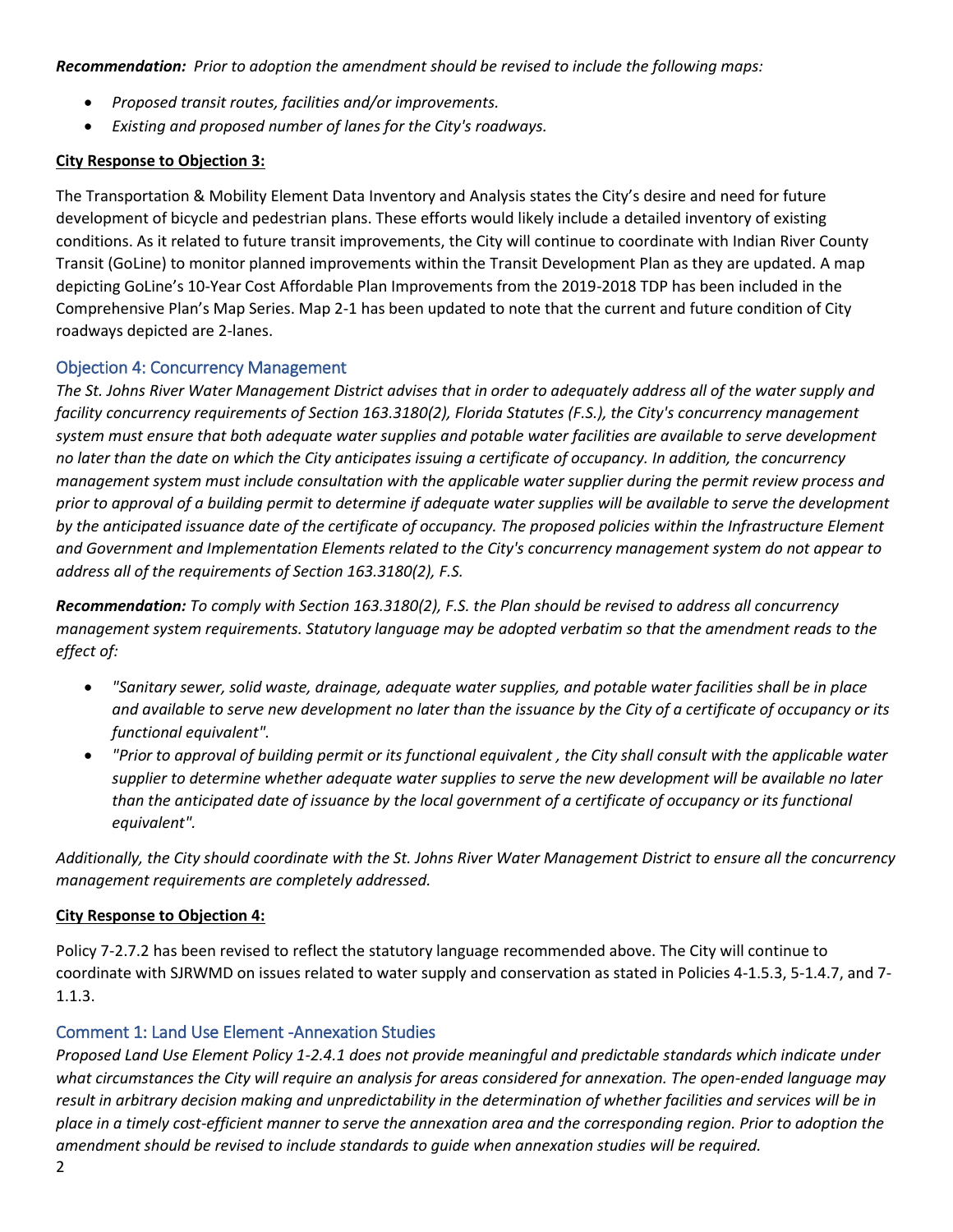***Recommendation:*** *Prior to adoption the amendment should be revised to include the following maps:*

- *Proposed transit routes, facilities and/or improvements.*
- *Existing and proposed number of lanes for the City's roadways.*

**City Response to Objection 3:**

The Transportation & Mobility Element Data Inventory and Analysis states the City's desire and need for future development of bicycle and pedestrian plans. These efforts would likely include a detailed inventory of existing conditions. As it related to future transit improvements, the City will continue to coordinate with Indian River County Transit (GoLine) to monitor planned improvements within the Transit Development Plan as they are updated. A map depicting GoLine's 10-Year Cost Affordable Plan Improvements from the 2019-2018 TDP has been included in the Comprehensive Plan's Map Series. Map 2-1 has been updated to note that the current and future condition of City roadways depicted are 2-lanes.

### Objection 4: Concurrency Management

*The St. Johns River Water Management District advises that in order to adequately address all of the water supply and facility concurrency requirements of Section 163.3180(2), Florida Statutes (F.S.), the City's concurrency management system must ensure that both adequate water supplies and potable water facilities are available to serve development no later than the date on which the City anticipates issuing a certificate of occupancy. In addition, the concurrency management system must include consultation with the applicable water supplier during the permit review process and prior to approval of a building permit to determine if adequate water supplies will be available to serve the development by the anticipated issuance date of the certificate of occupancy. The proposed policies within the Infrastructure Element and Government and Implementation Elements related to the City's concurrency management system do not appear to address all of the requirements of Section 163.3180(2), F.S.*

***Recommendation:*** *To comply with Section 163.3180(2), F.S. the Plan should be revised to address all concurrency management system requirements. Statutory language may be adopted verbatim so that the amendment reads to the effect of:*

- *"Sanitary sewer, solid waste, drainage, adequate water supplies, and potable water facilities shall be in place and available to serve new development no later than the issuance by the City of a certificate of occupancy or its functional equivalent".*
- *"Prior to approval of building permit or its functional equivalent , the City shall consult with the applicable water supplier to determine whether adequate water supplies to serve the new development will be available no later than the anticipated date of issuance by the local government of a certificate of occupancy or its functional equivalent".*

*Additionally, the City should coordinate with the St. Johns River Water Management District to ensure all the concurrency management requirements are completely addressed.*

**City Response to Objection 4:**

Policy 7-2.7.2 has been revised to reflect the statutory language recommended above. The City will continue to coordinate with SJRWMD on issues related to water supply and conservation as stated in Policies 4-1.5.3, 5-1.4.7, and 7-1.1.3.

### Comment 1: Land Use Element -Annexation Studies

*Proposed Land Use Element Policy 1-2.4.1 does not provide meaningful and predictable standards which indicate under what circumstances the City will require an analysis for areas considered for annexation. The open-ended language may result in arbitrary decision making and unpredictability in the determination of whether facilities and services will be in place in a timely cost-efficient manner to serve the annexation area and the corresponding region. Prior to adoption the amendment should be revised to include standards to guide when annexation studies will be required.*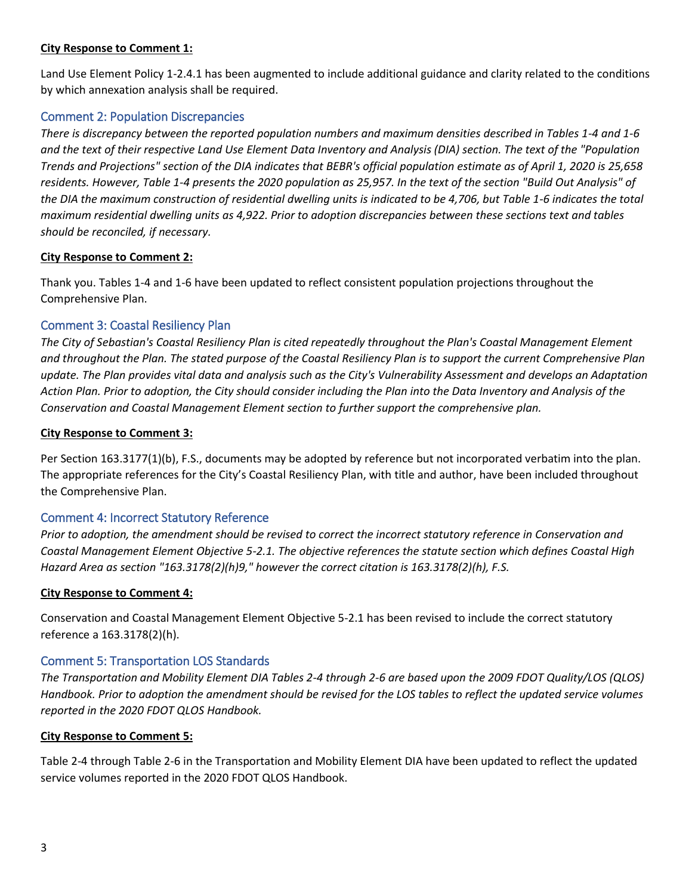**City Response to Comment 1:**

Land Use Element Policy 1-2.4.1 has been augmented to include additional guidance and clarity related to the conditions by which annexation analysis shall be required.

## Comment 2: Population Discrepancies

*There is discrepancy between the reported population numbers and maximum densities described in Tables 1-4 and 1-6 and the text of their respective Land Use Element Data Inventory and Analysis (DIA) section. The text of the "Population Trends and Projections" section of the DIA indicates that BEBR's official population estimate as of April 1, 2020 is 25,658 residents. However, Table 1-4 presents the 2020 population as 25,957. In the text of the section "Build Out Analysis" of the DIA the maximum construction of residential dwelling units is indicated to be 4,706, but Table 1-6 indicates the total maximum residential dwelling units as 4,922. Prior to adoption discrepancies between these sections text and tables should be reconciled, if necessary.*

**City Response to Comment 2:**

Thank you. Tables 1-4 and 1-6 have been updated to reflect consistent population projections throughout the Comprehensive Plan.

## Comment 3: Coastal Resiliency Plan

*The City of Sebastian's Coastal Resiliency Plan is cited repeatedly throughout the Plan's Coastal Management Element and throughout the Plan. The stated purpose of the Coastal Resiliency Plan is to support the current Comprehensive Plan update. The Plan provides vital data and analysis such as the City's Vulnerability Assessment and develops an Adaptation Action Plan. Prior to adoption, the City should consider including the Plan into the Data Inventory and Analysis of the Conservation and Coastal Management Element section to further support the comprehensive plan.*

**City Response to Comment 3:**

Per Section 163.3177(1)(b), F.S., documents may be adopted by reference but not incorporated verbatim into the plan. The appropriate references for the City's Coastal Resiliency Plan, with title and author, have been included throughout the Comprehensive Plan.

## Comment 4: Incorrect Statutory Reference

*Prior to adoption, the amendment should be revised to correct the incorrect statutory reference in Conservation and Coastal Management Element Objective 5-2.1. The objective references the statute section which defines Coastal High Hazard Area as section "163.3178(2)(h)9," however the correct citation is 163.3178(2)(h), F.S.*

**City Response to Comment 4:**

Conservation and Coastal Management Element Objective 5-2.1 has been revised to include the correct statutory reference a 163.3178(2)(h).

## Comment 5: Transportation LOS Standards

*The Transportation and Mobility Element DIA Tables 2-4 through 2-6 are based upon the 2009 FDOT Quality/LOS (QLOS) Handbook. Prior to adoption the amendment should be revised for the LOS tables to reflect the updated service volumes reported in the 2020 FDOT QLOS Handbook.*

**City Response to Comment 5:**

Table 2-4 through Table 2-6 in the Transportation and Mobility Element DIA have been updated to reflect the updated service volumes reported in the 2020 FDOT QLOS Handbook.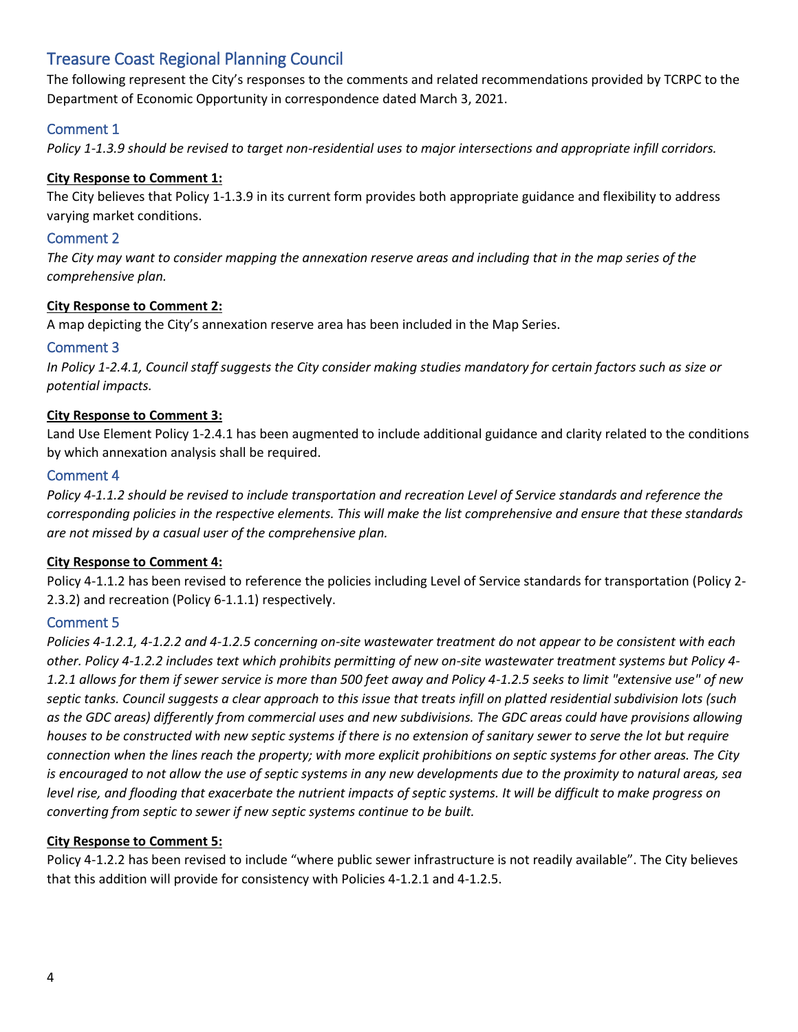## Treasure Coast Regional Planning Council

The following represent the City's responses to the comments and related recommendations provided by TCRPC to the Department of Economic Opportunity in correspondence dated March 3, 2021.

### Comment 1

*Policy 1-1.3.9 should be revised to target non-residential uses to major intersections and appropriate infill corridors.*

**City Response to Comment 1:**

The City believes that Policy 1-1.3.9 in its current form provides both appropriate guidance and flexibility to address varying market conditions.

### Comment 2

*The City may want to consider mapping the annexation reserve areas and including that in the map series of the comprehensive plan.*

**City Response to Comment 2:**

A map depicting the City's annexation reserve area has been included in the Map Series.

### Comment 3

*In Policy 1-2.4.1, Council staff suggests the City consider making studies mandatory for certain factors such as size or potential impacts.*

**City Response to Comment 3:**

Land Use Element Policy 1-2.4.1 has been augmented to include additional guidance and clarity related to the conditions by which annexation analysis shall be required.

### Comment 4

*Policy 4-1.1.2 should be revised to include transportation and recreation Level of Service standards and reference the corresponding policies in the respective elements. This will make the list comprehensive and ensure that these standards are not missed by a casual user of the comprehensive plan.*

**City Response to Comment 4:**

Policy 4-1.1.2 has been revised to reference the policies including Level of Service standards for transportation (Policy 2-2.3.2) and recreation (Policy 6-1.1.1) respectively.

### Comment 5

*Policies 4-1.2.1, 4-1.2.2 and 4-1.2.5 concerning on-site wastewater treatment do not appear to be consistent with each other. Policy 4-1.2.2 includes text which prohibits permitting of new on-site wastewater treatment systems but Policy 4-1.2.1 allows for them if sewer service is more than 500 feet away and Policy 4-1.2.5 seeks to limit "extensive use" of new septic tanks. Council suggests a clear approach to this issue that treats infill on platted residential subdivision lots (such as the GDC areas) differently from commercial uses and new subdivisions. The GDC areas could have provisions allowing houses to be constructed with new septic systems if there is no extension of sanitary sewer to serve the lot but require connection when the lines reach the property; with more explicit prohibitions on septic systems for other areas. The City is encouraged to not allow the use of septic systems in any new developments due to the proximity to natural areas, sea level rise, and flooding that exacerbate the nutrient impacts of septic systems. It will be difficult to make progress on converting from septic to sewer if new septic systems continue to be built.*

**City Response to Comment 5:**

Policy 4-1.2.2 has been revised to include "where public sewer infrastructure is not readily available". The City believes that this addition will provide for consistency with Policies 4-1.2.1 and 4-1.2.5.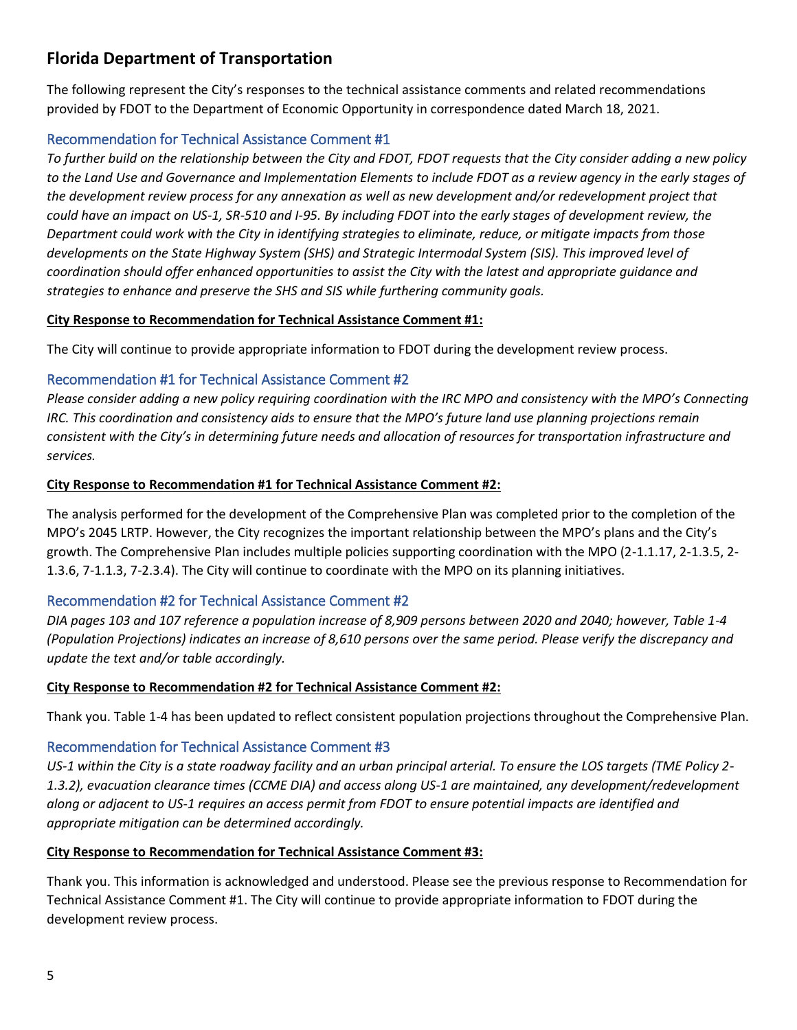## Florida Department of Transportation

The following represent the City's responses to the technical assistance comments and related recommendations provided by FDOT to the Department of Economic Opportunity in correspondence dated March 18, 2021.

### Recommendation for Technical Assistance Comment #1

*To further build on the relationship between the City and FDOT, FDOT requests that the City consider adding a new policy to the Land Use and Governance and Implementation Elements to include FDOT as a review agency in the early stages of the development review process for any annexation as well as new development and/or redevelopment project that could have an impact on US-1, SR-510 and I-95. By including FDOT into the early stages of development review, the Department could work with the City in identifying strategies to eliminate, reduce, or mitigate impacts from those developments on the State Highway System (SHS) and Strategic Intermodal System (SIS). This improved level of coordination should offer enhanced opportunities to assist the City with the latest and appropriate guidance and strategies to enhance and preserve the SHS and SIS while furthering community goals.*

**City Response to Recommendation for Technical Assistance Comment #1:**

The City will continue to provide appropriate information to FDOT during the development review process.

### Recommendation #1 for Technical Assistance Comment #2

*Please consider adding a new policy requiring coordination with the IRC MPO and consistency with the MPO's Connecting IRC. This coordination and consistency aids to ensure that the MPO's future land use planning projections remain consistent with the City's in determining future needs and allocation of resources for transportation infrastructure and services.*

**City Response to Recommendation #1 for Technical Assistance Comment #2:**

The analysis performed for the development of the Comprehensive Plan was completed prior to the completion of the MPO's 2045 LRTP. However, the City recognizes the important relationship between the MPO's plans and the City's growth. The Comprehensive Plan includes multiple policies supporting coordination with the MPO (2-1.1.17, 2-1.3.5, 2-1.3.6, 7-1.1.3, 7-2.3.4). The City will continue to coordinate with the MPO on its planning initiatives.

### Recommendation #2 for Technical Assistance Comment #2

*DIA pages 103 and 107 reference a population increase of 8,909 persons between 2020 and 2040; however, Table 1-4 (Population Projections) indicates an increase of 8,610 persons over the same period. Please verify the discrepancy and update the text and/or table accordingly.*

**City Response to Recommendation #2 for Technical Assistance Comment #2:**

Thank you. Table 1-4 has been updated to reflect consistent population projections throughout the Comprehensive Plan.

### Recommendation for Technical Assistance Comment #3

*US-1 within the City is a state roadway facility and an urban principal arterial. To ensure the LOS targets (TME Policy 2-1.3.2), evacuation clearance times (CCME DIA) and access along US-1 are maintained, any development/redevelopment along or adjacent to US-1 requires an access permit from FDOT to ensure potential impacts are identified and appropriate mitigation can be determined accordingly.*

**City Response to Recommendation for Technical Assistance Comment #3:**

Thank you. This information is acknowledged and understood. Please see the previous response to Recommendation for Technical Assistance Comment #1. The City will continue to provide appropriate information to FDOT during the development review process.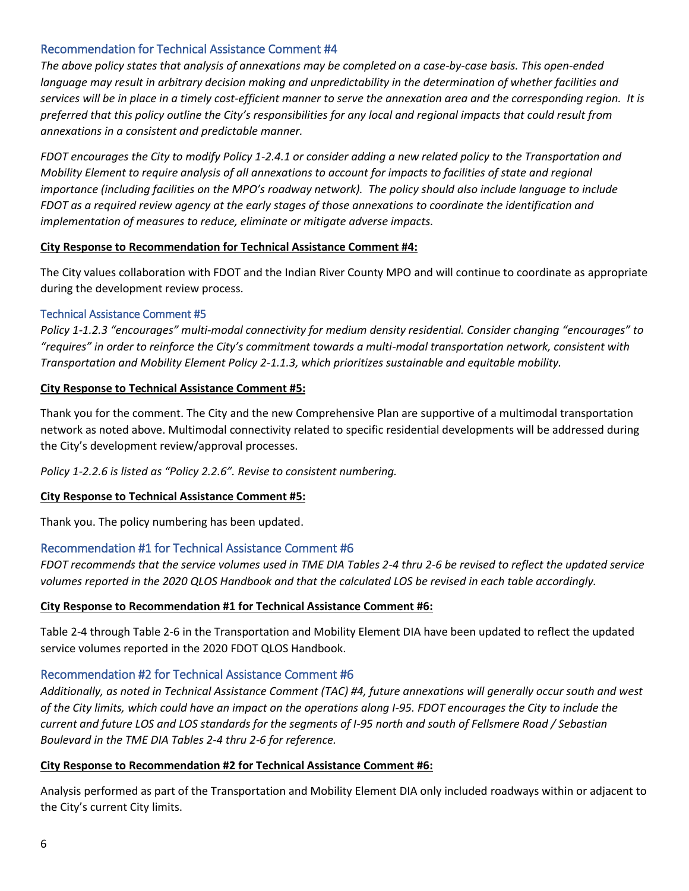### Recommendation for Technical Assistance Comment #4

*The above policy states that analysis of annexations may be completed on a case-by-case basis. This open-ended language may result in arbitrary decision making and unpredictability in the determination of whether facilities and services will be in place in a timely cost-efficient manner to serve the annexation area and the corresponding region. It is preferred that this policy outline the City's responsibilities for any local and regional impacts that could result from annexations in a consistent and predictable manner.*

*FDOT encourages the City to modify Policy 1-2.4.1 or consider adding a new related policy to the Transportation and Mobility Element to require analysis of all annexations to account for impacts to facilities of state and regional importance (including facilities on the MPO's roadway network). The policy should also include language to include FDOT as a required review agency at the early stages of those annexations to coordinate the identification and implementation of measures to reduce, eliminate or mitigate adverse impacts.*

**City Response to Recommendation for Technical Assistance Comment #4:**

The City values collaboration with FDOT and the Indian River County MPO and will continue to coordinate as appropriate during the development review process.

### Technical Assistance Comment #5

*Policy 1-1.2.3 "encourages" multi-modal connectivity for medium density residential. Consider changing "encourages" to "requires" in order to reinforce the City's commitment towards a multi-modal transportation network, consistent with Transportation and Mobility Element Policy 2-1.1.3, which prioritizes sustainable and equitable mobility.*

**City Response to Technical Assistance Comment #5:**

Thank you for the comment. The City and the new Comprehensive Plan are supportive of a multimodal transportation network as noted above. Multimodal connectivity related to specific residential developments will be addressed during the City's development review/approval processes.

*Policy 1-2.2.6 is listed as "Policy 2.2.6". Revise to consistent numbering.*

**City Response to Technical Assistance Comment #5:**

Thank you. The policy numbering has been updated.

### Recommendation #1 for Technical Assistance Comment #6

*FDOT recommends that the service volumes used in TME DIA Tables 2-4 thru 2-6 be revised to reflect the updated service volumes reported in the 2020 QLOS Handbook and that the calculated LOS be revised in each table accordingly.*

**City Response to Recommendation #1 for Technical Assistance Comment #6:**

Table 2-4 through Table 2-6 in the Transportation and Mobility Element DIA have been updated to reflect the updated service volumes reported in the 2020 FDOT QLOS Handbook.

### Recommendation #2 for Technical Assistance Comment #6

*Additionally, as noted in Technical Assistance Comment (TAC) #4, future annexations will generally occur south and west of the City limits, which could have an impact on the operations along I-95. FDOT encourages the City to include the current and future LOS and LOS standards for the segments of I-95 north and south of Fellsmere Road / Sebastian Boulevard in the TME DIA Tables 2-4 thru 2-6 for reference.*

**City Response to Recommendation #2 for Technical Assistance Comment #6:**

Analysis performed as part of the Transportation and Mobility Element DIA only included roadways within or adjacent to the City's current City limits.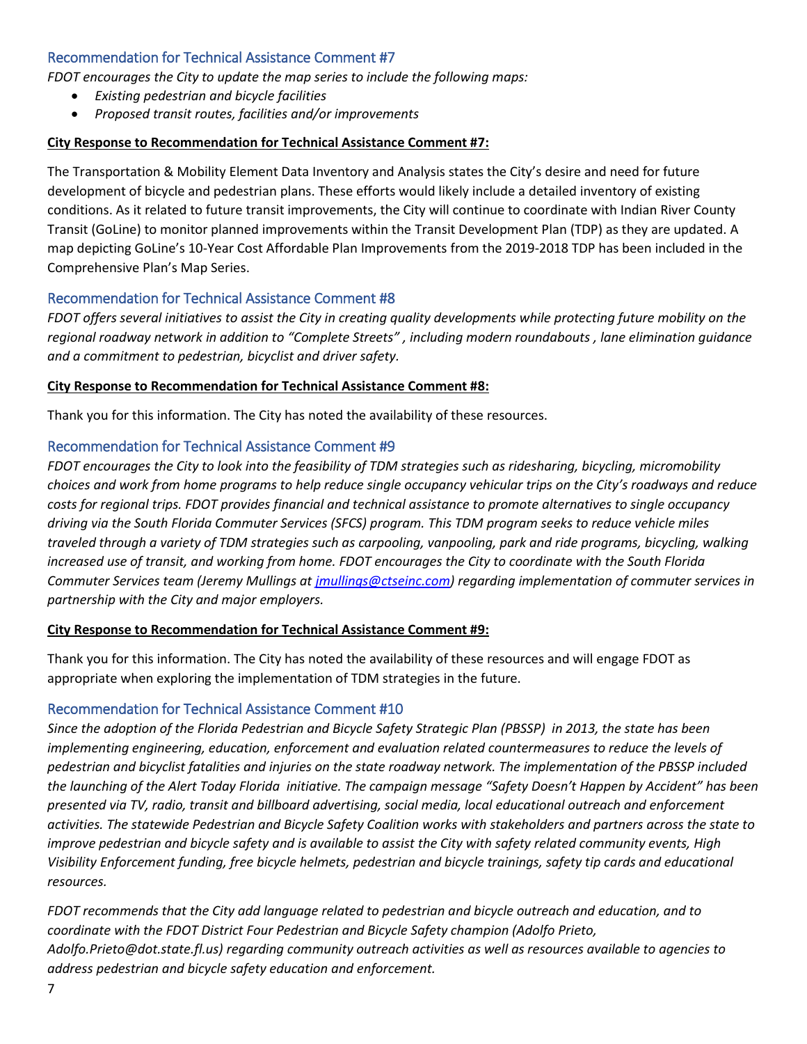## Recommendation for Technical Assistance Comment #7

*FDOT encourages the City to update the map series to include the following maps:*

- *Existing pedestrian and bicycle facilities*
- *Proposed transit routes, facilities and/or improvements*

**City Response to Recommendation for Technical Assistance Comment #7:**

The Transportation & Mobility Element Data Inventory and Analysis states the City's desire and need for future development of bicycle and pedestrian plans. These efforts would likely include a detailed inventory of existing conditions. As it related to future transit improvements, the City will continue to coordinate with Indian River County Transit (GoLine) to monitor planned improvements within the Transit Development Plan (TDP) as they are updated. A map depicting GoLine's 10-Year Cost Affordable Plan Improvements from the 2019-2018 TDP has been included in the Comprehensive Plan's Map Series.

## Recommendation for Technical Assistance Comment #8

*FDOT offers several initiatives to assist the City in creating quality developments while protecting future mobility on the regional roadway network in addition to "Complete Streets" , including modern roundabouts , lane elimination guidance and a commitment to pedestrian, bicyclist and driver safety.*

**City Response to Recommendation for Technical Assistance Comment #8:**

Thank you for this information. The City has noted the availability of these resources.

## Recommendation for Technical Assistance Comment #9

*FDOT encourages the City to look into the feasibility of TDM strategies such as ridesharing, bicycling, micromobility choices and work from home programs to help reduce single occupancy vehicular trips on the City's roadways and reduce costs for regional trips. FDOT provides financial and technical assistance to promote alternatives to single occupancy driving via the South Florida Commuter Services (SFCS) program. This TDM program seeks to reduce vehicle miles traveled through a variety of TDM strategies such as carpooling, vanpooling, park and ride programs, bicycling, walking increased use of transit, and working from home. FDOT encourages the City to coordinate with the South Florida Commuter Services team (Jeremy Mullings at jmullings@ctseinc.com) regarding implementation of commuter services in partnership with the City and major employers.*

**City Response to Recommendation for Technical Assistance Comment #9:**

Thank you for this information. The City has noted the availability of these resources and will engage FDOT as appropriate when exploring the implementation of TDM strategies in the future.

## Recommendation for Technical Assistance Comment #10

*Since the adoption of the Florida Pedestrian and Bicycle Safety Strategic Plan (PBSSP) in 2013, the state has been implementing engineering, education, enforcement and evaluation related countermeasures to reduce the levels of pedestrian and bicyclist fatalities and injuries on the state roadway network. The implementation of the PBSSP included the launching of the Alert Today Florida initiative. The campaign message "Safety Doesn't Happen by Accident" has been presented via TV, radio, transit and billboard advertising, social media, local educational outreach and enforcement activities. The statewide Pedestrian and Bicycle Safety Coalition works with stakeholders and partners across the state to improve pedestrian and bicycle safety and is available to assist the City with safety related community events, High Visibility Enforcement funding, free bicycle helmets, pedestrian and bicycle trainings, safety tip cards and educational resources.*

*FDOT recommends that the City add language related to pedestrian and bicycle outreach and education, and to coordinate with the FDOT District Four Pedestrian and Bicycle Safety champion (Adolfo Prieto, Adolfo.Prieto@dot.state.fl.us) regarding community outreach activities as well as resources available to agencies to address pedestrian and bicycle safety education and enforcement.*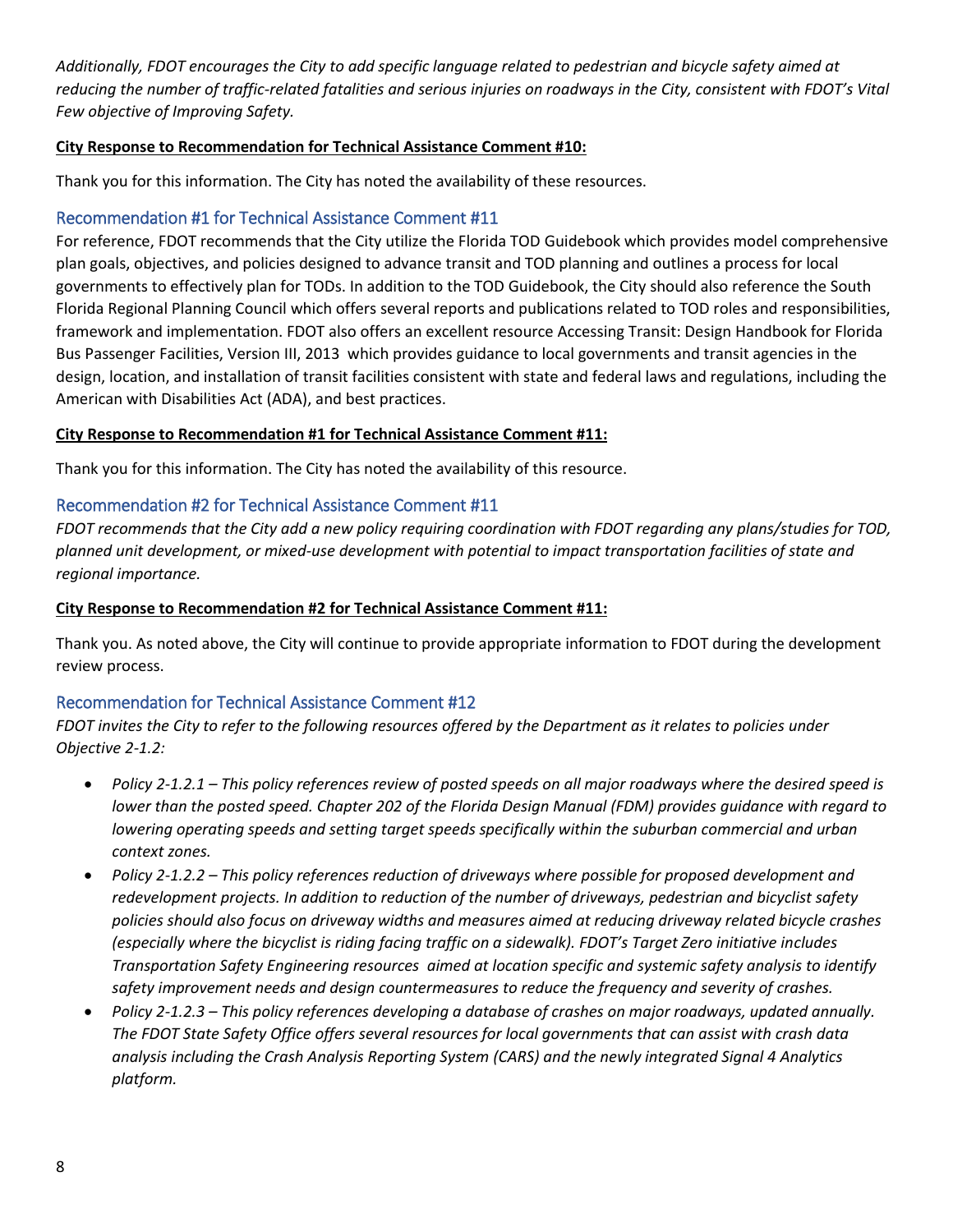*Additionally, FDOT encourages the City to add specific language related to pedestrian and bicycle safety aimed at reducing the number of traffic-related fatalities and serious injuries on roadways in the City, consistent with FDOT's Vital Few objective of Improving Safety.*

**City Response to Recommendation for Technical Assistance Comment #10:**

Thank you for this information. The City has noted the availability of these resources.

### Recommendation #1 for Technical Assistance Comment #11

For reference, FDOT recommends that the City utilize the Florida TOD Guidebook which provides model comprehensive plan goals, objectives, and policies designed to advance transit and TOD planning and outlines a process for local governments to effectively plan for TODs. In addition to the TOD Guidebook, the City should also reference the South Florida Regional Planning Council which offers several reports and publications related to TOD roles and responsibilities, framework and implementation. FDOT also offers an excellent resource Accessing Transit: Design Handbook for Florida Bus Passenger Facilities, Version III, 2013 which provides guidance to local governments and transit agencies in the design, location, and installation of transit facilities consistent with state and federal laws and regulations, including the American with Disabilities Act (ADA), and best practices.

**City Response to Recommendation #1 for Technical Assistance Comment #11:**

Thank you for this information. The City has noted the availability of this resource.

### Recommendation #2 for Technical Assistance Comment #11

*FDOT recommends that the City add a new policy requiring coordination with FDOT regarding any plans/studies for TOD, planned unit development, or mixed-use development with potential to impact transportation facilities of state and regional importance.*

**City Response to Recommendation #2 for Technical Assistance Comment #11:**

Thank you. As noted above, the City will continue to provide appropriate information to FDOT during the development review process.

### Recommendation for Technical Assistance Comment #12

*FDOT invites the City to refer to the following resources offered by the Department as it relates to policies under Objective 2-1.2:*

- *Policy 2-1.2.1 – This policy references review of posted speeds on all major roadways where the desired speed is lower than the posted speed. Chapter 202 of the Florida Design Manual (FDM) provides guidance with regard to lowering operating speeds and setting target speeds specifically within the suburban commercial and urban context zones.*
- *Policy 2-1.2.2 – This policy references reduction of driveways where possible for proposed development and redevelopment projects. In addition to reduction of the number of driveways, pedestrian and bicyclist safety policies should also focus on driveway widths and measures aimed at reducing driveway related bicycle crashes (especially where the bicyclist is riding facing traffic on a sidewalk). FDOT's Target Zero initiative includes Transportation Safety Engineering resources aimed at location specific and systemic safety analysis to identify safety improvement needs and design countermeasures to reduce the frequency and severity of crashes.*
- *Policy 2-1.2.3 – This policy references developing a database of crashes on major roadways, updated annually. The FDOT State Safety Office offers several resources for local governments that can assist with crash data analysis including the Crash Analysis Reporting System (CARS) and the newly integrated Signal 4 Analytics platform.*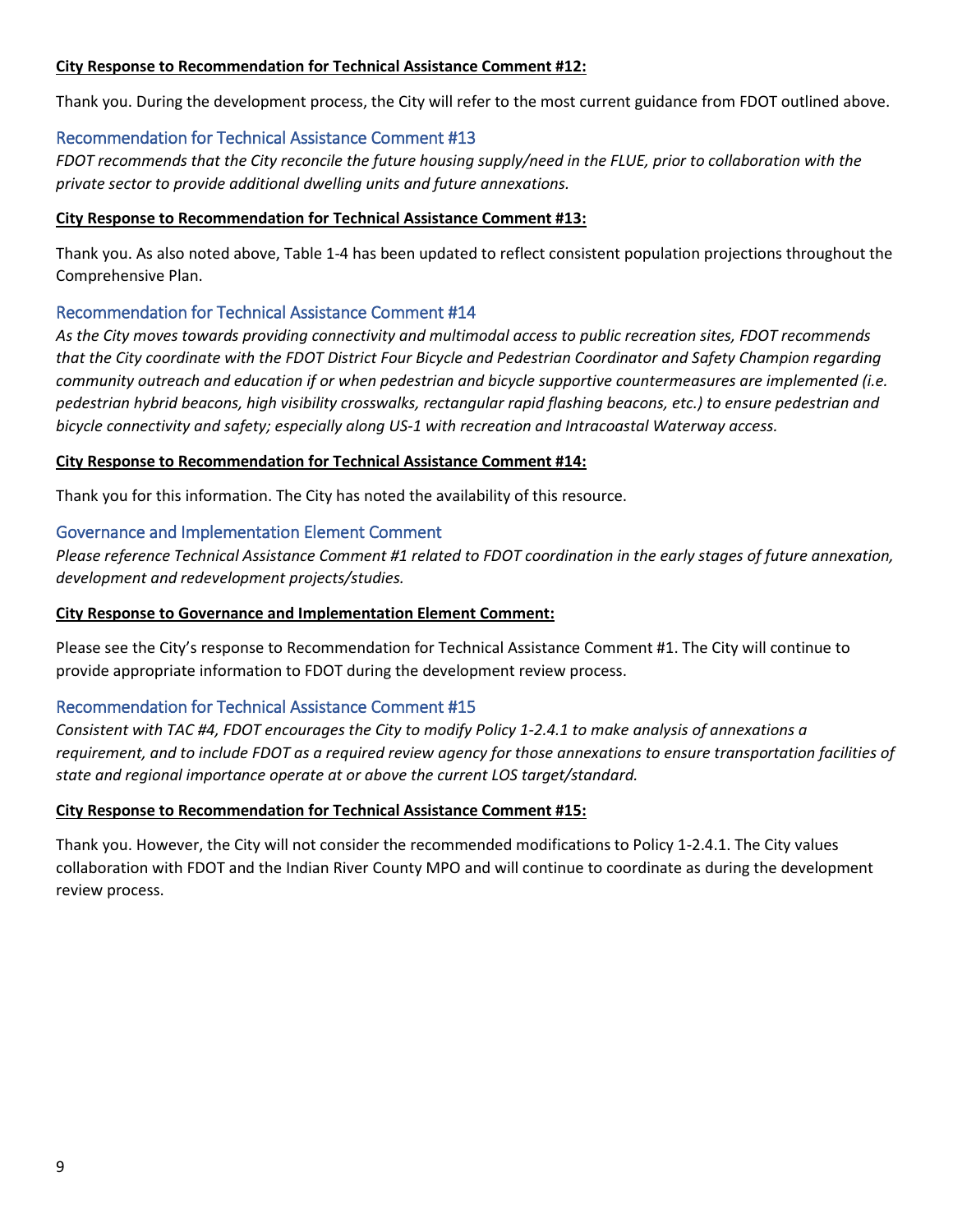**City Response to Recommendation for Technical Assistance Comment #12:**

Thank you. During the development process, the City will refer to the most current guidance from FDOT outlined above.

## Recommendation for Technical Assistance Comment #13

*FDOT recommends that the City reconcile the future housing supply/need in the FLUE, prior to collaboration with the private sector to provide additional dwelling units and future annexations.*

**City Response to Recommendation for Technical Assistance Comment #13:**

Thank you. As also noted above, Table 1-4 has been updated to reflect consistent population projections throughout the Comprehensive Plan.

## Recommendation for Technical Assistance Comment #14

*As the City moves towards providing connectivity and multimodal access to public recreation sites, FDOT recommends that the City coordinate with the FDOT District Four Bicycle and Pedestrian Coordinator and Safety Champion regarding community outreach and education if or when pedestrian and bicycle supportive countermeasures are implemented (i.e. pedestrian hybrid beacons, high visibility crosswalks, rectangular rapid flashing beacons, etc.) to ensure pedestrian and bicycle connectivity and safety; especially along US-1 with recreation and Intracoastal Waterway access.*

**City Response to Recommendation for Technical Assistance Comment #14:**

Thank you for this information. The City has noted the availability of this resource.

## Governance and Implementation Element Comment

*Please reference Technical Assistance Comment #1 related to FDOT coordination in the early stages of future annexation, development and redevelopment projects/studies.*

**City Response to Governance and Implementation Element Comment:**

Please see the City's response to Recommendation for Technical Assistance Comment #1. The City will continue to provide appropriate information to FDOT during the development review process.

## Recommendation for Technical Assistance Comment #15

*Consistent with TAC #4, FDOT encourages the City to modify Policy 1-2.4.1 to make analysis of annexations a requirement, and to include FDOT as a required review agency for those annexations to ensure transportation facilities of state and regional importance operate at or above the current LOS target/standard.*

**City Response to Recommendation for Technical Assistance Comment #15:**

Thank you. However, the City will not consider the recommended modifications to Policy 1-2.4.1. The City values collaboration with FDOT and the Indian River County MPO and will continue to coordinate as during the development review process.